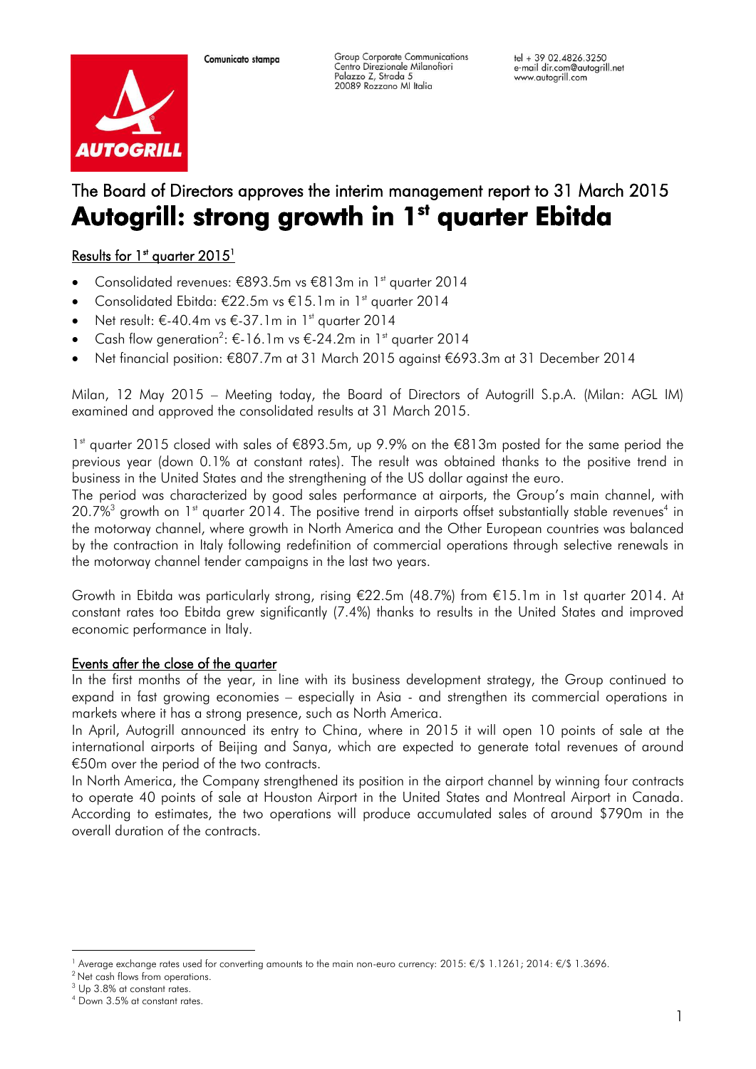Comunicato stampa

Group Corporate Communications
Centro Direzionale Milanofiori
Palazzo Z, Strada 5
20089 Rozzano MI Italia

tel + 39 02.4826.3250
e-mail dir.com@autogrill.net
www.autogrill.com

## The Board of Directors approves the interim management report to 31 March 2015

# Autogrill: strong growth in 1st quarter Ebitda

Results for 1st quarter 2015[1]

- Consolidated revenues: €893.5m vs €813m in 1st quarter 2014
- Consolidated Ebitda: €22.5m vs €15.1m in 1st quarter 2014
- Net result: €-40.4m vs €-37.1m in 1st quarter 2014
- Cash flow generation[2]: €-16.1m vs €-24.2m in 1st quarter 2014
- Net financial position: €807.7m at 31 March 2015 against €693.3m at 31 December 2014

Milan, 12 May 2015 – Meeting today, the Board of Directors of Autogrill S.p.A. (Milan: AGL IM) examined and approved the consolidated results at 31 March 2015.

1st quarter 2015 closed with sales of €893.5m, up 9.9% on the €813m posted for the same period the previous year (down 0.1% at constant rates). The result was obtained thanks to the positive trend in business in the United States and the strengthening of the US dollar against the euro.
The period was characterized by good sales performance at airports, the Group's main channel, with 20.7%[3] growth on 1st quarter 2014. The positive trend in airports offset substantially stable revenues[4] in the motorway channel, where growth in North America and the Other European countries was balanced by the contraction in Italy following redefinition of commercial operations through selective renewals in the motorway channel tender campaigns in the last two years.

Growth in Ebitda was particularly strong, rising €22.5m (48.7%) from €15.1m in 1st quarter 2014. At constant rates too Ebitda grew significantly (7.4%) thanks to results in the United States and improved economic performance in Italy.

Events after the close of the quarter

In the first months of the year, in line with its business development strategy, the Group continued to expand in fast growing economies – especially in Asia - and strengthen its commercial operations in markets where it has a strong presence, such as North America.
In April, Autogrill announced its entry to China, where in 2015 it will open 10 points of sale at the international airports of Beijing and Sanya, which are expected to generate total revenues of around €50m over the period of the two contracts.
In North America, the Company strengthened its position in the airport channel by winning four contracts to operate 40 points of sale at Houston Airport in the United States and Montreal Airport in Canada. According to estimates, the two operations will produce accumulated sales of around $790m in the overall duration of the contracts.

[1] Average exchange rates used for converting amounts to the main non-euro currency: 2015: €/$ 1.1261; 2014: €/$ 1.3696.
[2] Net cash flows from operations.
[3] Up 3.8% at constant rates.
[4] Down 3.5% at constant rates.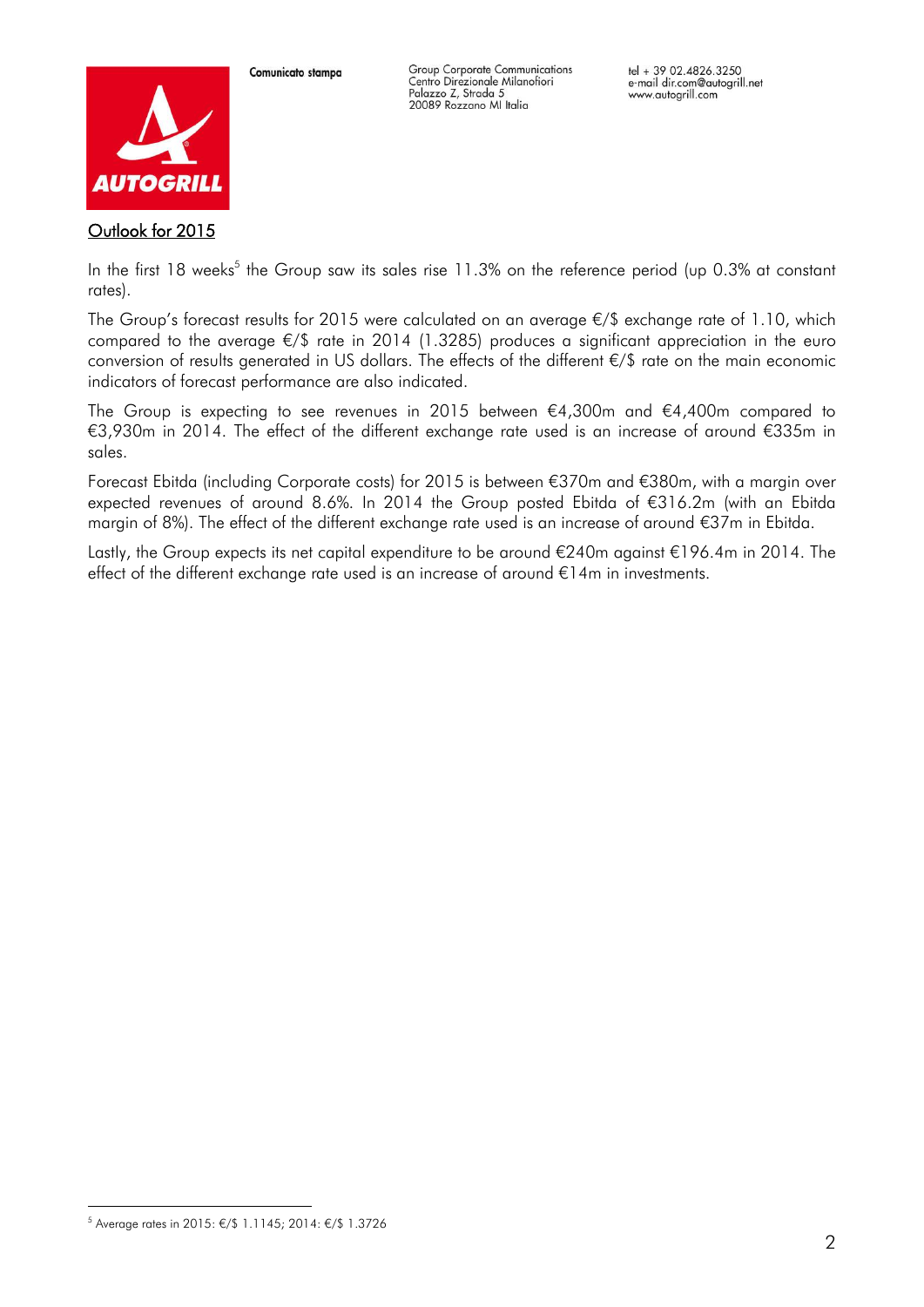## Outlook for 2015

In the first 18 weeks[5] the Group saw its sales rise 11.3% on the reference period (up 0.3% at constant rates).

The Group's forecast results for 2015 were calculated on an average €/$ exchange rate of 1.10, which compared to the average €/$ rate in 2014 (1.3285) produces a significant appreciation in the euro conversion of results generated in US dollars. The effects of the different €/$ rate on the main economic indicators of forecast performance are also indicated.

The Group is expecting to see revenues in 2015 between €4,300m and €4,400m compared to €3,930m in 2014. The effect of the different exchange rate used is an increase of around €335m in sales.

Forecast Ebitda (including Corporate costs) for 2015 is between €370m and €380m, with a margin over expected revenues of around 8.6%. In 2014 the Group posted Ebitda of €316.2m (with an Ebitda margin of 8%). The effect of the different exchange rate used is an increase of around €37m in Ebitda.

Lastly, the Group expects its net capital expenditure to be around €240m against €196.4m in 2014. The effect of the different exchange rate used is an increase of around €14m in investments.

---

[5] Average rates in 2015: €/$ 1.1145; 2014: €/$ 1.3726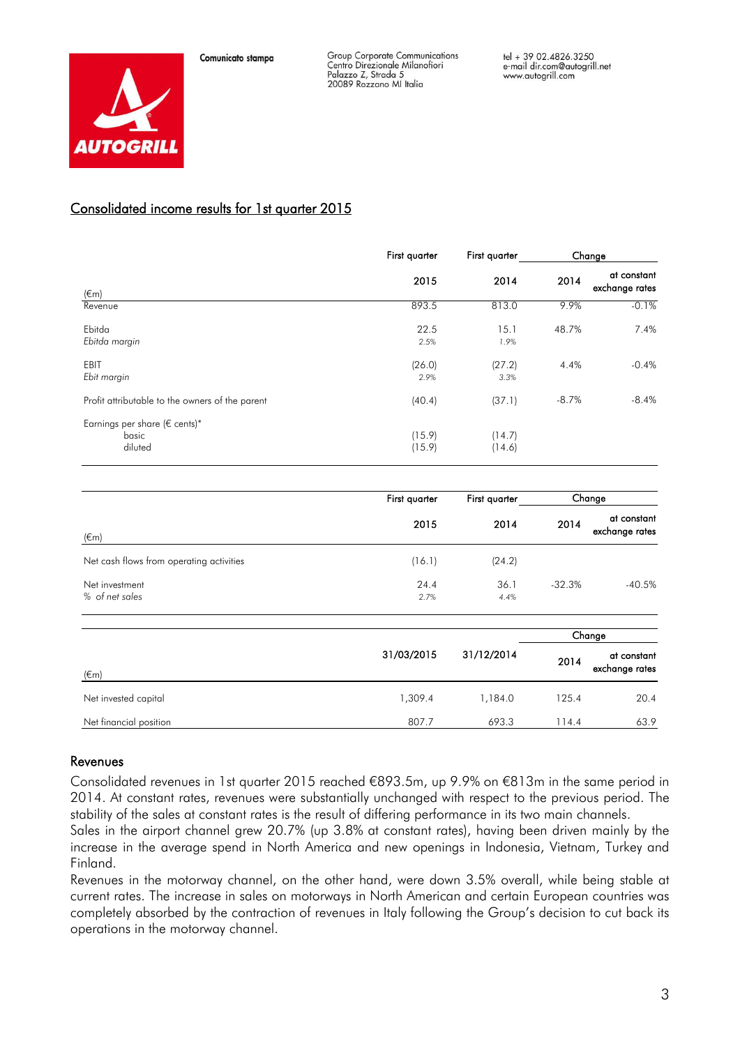Comunicato stampa

Group Corporate Communications
Centro Direzionale Milanofiori
Palazzo Z, Strada 5
20089 Rozzano MI Italia

tel + 39 02.4826.3250
e-mail dir.com@autogrill.net
www.autogrill.com

## Consolidated income results for 1st quarter 2015

| (€m) | First quarter 2015 | First quarter 2014 | Change 2014 | Change at constant exchange rates |
|---|---|---|---|---|
| Revenue | 893.5 | 813.0 | 9.9% | -0.1% |
| Ebitda | 22.5 | 15.1 | 48.7% | 7.4% |
| *Ebitda margin* | 2.5% | 1.9% | | |
| EBIT | (26.0) | (27.2) | 4.4% | -0.4% |
| *Ebit margin* | 2.9% | 3.3% | | |
| Profit attributable to the owners of the parent | (40.4) | (37.1) | -8.7% | -8.4% |
| Earnings per share (€ cents)* | | | | |
| basic | (15.9) | (14.7) | | |
| diluted | (15.9) | (14.6) | | |

| (€m) | First quarter 2015 | First quarter 2014 | Change 2014 | Change at constant exchange rates |
|---|---|---|---|---|
| Net cash flows from operating activities | (16.1) | (24.2) | | |
| Net investment | 24.4 | 36.1 | -32.3% | -40.5% |
| *% of net sales* | 2.7% | 4.4% | | |

| (€m) | 31/03/2015 | 31/12/2014 | Change 2014 | Change at constant exchange rates |
|---|---|---|---|---|
| Net invested capital | 1,309.4 | 1,184.0 | 125.4 | 20.4 |
| Net financial position | 807.7 | 693.3 | 114.4 | 63.9 |

### Revenues

Consolidated revenues in 1st quarter 2015 reached €893.5m, up 9.9% on €813m in the same period in 2014. At constant rates, revenues were substantially unchanged with respect to the previous period. The stability of the sales at constant rates is the result of differing performance in its two main channels.
Sales in the airport channel grew 20.7% (up 3.8% at constant rates), having been driven mainly by the increase in the average spend in North America and new openings in Indonesia, Vietnam, Turkey and Finland.
Revenues in the motorway channel, on the other hand, were down 3.5% overall, while being stable at current rates. The increase in sales on motorways in North American and certain European countries was completely absorbed by the contraction of revenues in Italy following the Group's decision to cut back its operations in the motorway channel.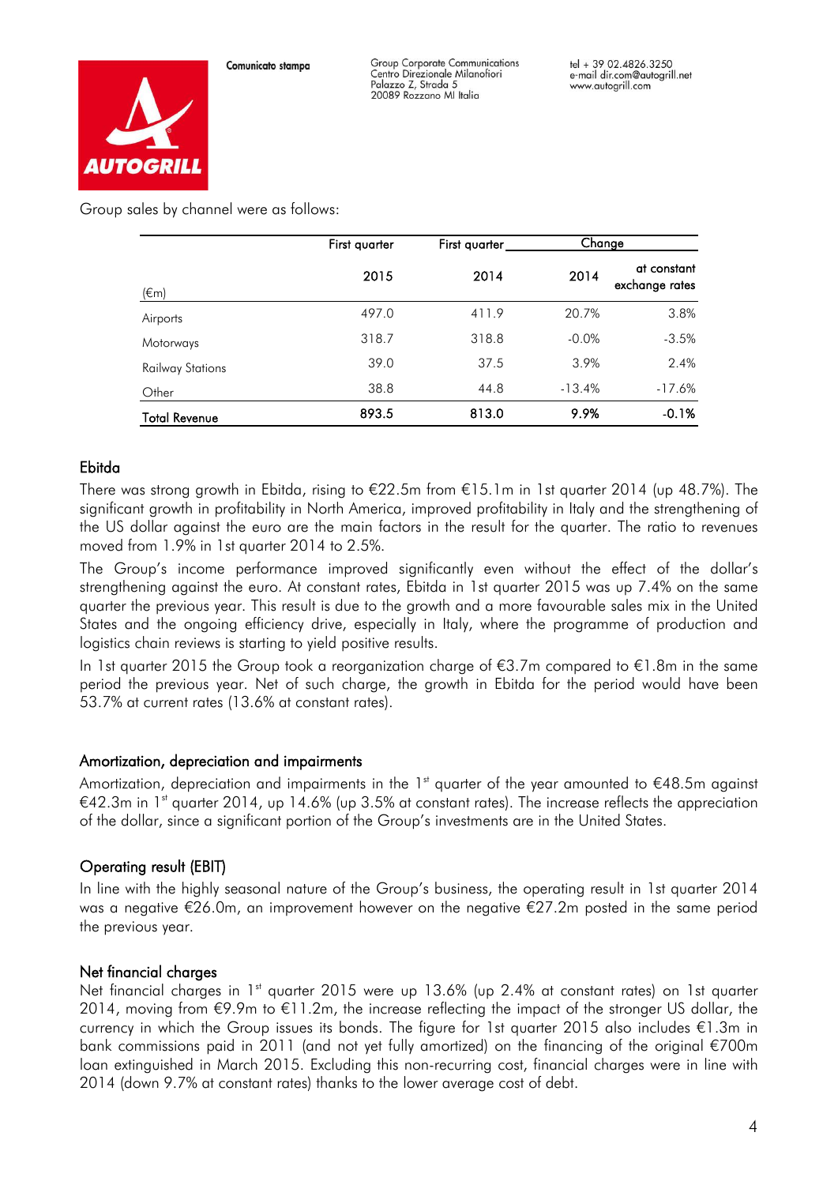Group sales by channel were as follows:

| (€m) | First quarter 2015 | First quarter 2014 | Change 2014 | Change at constant exchange rates |
|---|---|---|---|---|
| Airports | 497.0 | 411.9 | 20.7% | 3.8% |
| Motorways | 318.7 | 318.8 | -0.0% | -3.5% |
| Railway Stations | 39.0 | 37.5 | 3.9% | 2.4% |
| Other | 38.8 | 44.8 | -13.4% | -17.6% |
| **Total Revenue** | **893.5** | **813.0** | **9.9%** | **-0.1%** |

## Ebitda

There was strong growth in Ebitda, rising to €22.5m from €15.1m in 1st quarter 2014 (up 48.7%). The significant growth in profitability in North America, improved profitability in Italy and the strengthening of the US dollar against the euro are the main factors in the result for the quarter. The ratio to revenues moved from 1.9% in 1st quarter 2014 to 2.5%.

The Group's income performance improved significantly even without the effect of the dollar's strengthening against the euro. At constant rates, Ebitda in 1st quarter 2015 was up 7.4% on the same quarter the previous year. This result is due to the growth and a more favourable sales mix in the United States and the ongoing efficiency drive, especially in Italy, where the programme of production and logistics chain reviews is starting to yield positive results.

In 1st quarter 2015 the Group took a reorganization charge of €3.7m compared to €1.8m in the same period the previous year. Net of such charge, the growth in Ebitda for the period would have been 53.7% at current rates (13.6% at constant rates).

## Amortization, depreciation and impairments

Amortization, depreciation and impairments in the 1st quarter of the year amounted to €48.5m against €42.3m in 1st quarter 2014, up 14.6% (up 3.5% at constant rates). The increase reflects the appreciation of the dollar, since a significant portion of the Group's investments are in the United States.

## Operating result (EBIT)

In line with the highly seasonal nature of the Group's business, the operating result in 1st quarter 2014 was a negative €26.0m, an improvement however on the negative €27.2m posted in the same period the previous year.

## Net financial charges

Net financial charges in 1st quarter 2015 were up 13.6% (up 2.4% at constant rates) on 1st quarter 2014, moving from €9.9m to €11.2m, the increase reflecting the impact of the stronger US dollar, the currency in which the Group issues its bonds. The figure for 1st quarter 2015 also includes €1.3m in bank commissions paid in 2011 (and not yet fully amortized) on the financing of the original €700m loan extinguished in March 2015. Excluding this non-recurring cost, financial charges were in line with 2014 (down 9.7% at constant rates) thanks to the lower average cost of debt.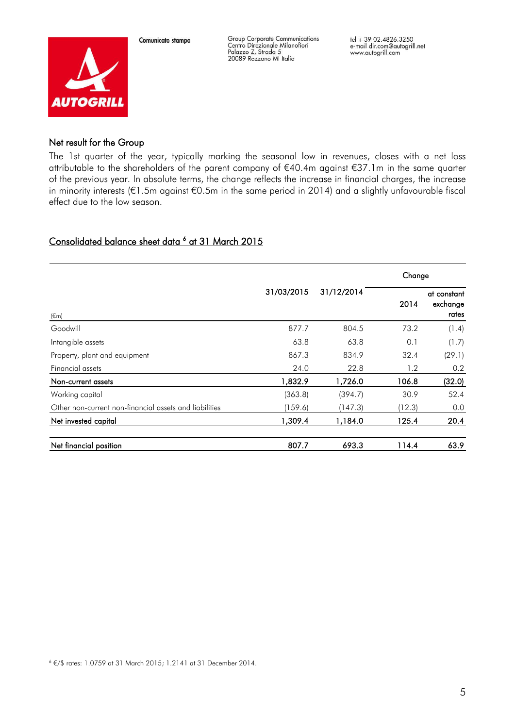## Net result for the Group

The 1st quarter of the year, typically marking the seasonal low in revenues, closes with a net loss attributable to the shareholders of the parent company of €40.4m against €37.1m in the same quarter of the previous year. In absolute terms, the change reflects the increase in financial charges, the increase in minority interests (€1.5m against €0.5m in the same period in 2014) and a slightly unfavourable fiscal effect due to the low season.

## Consolidated balance sheet data [6] at 31 March 2015

| (€m) | 31/03/2015 | 31/12/2014 | Change | |
|---|---|---|---|---|
| | | | 2014 | at constant exchange rates |
| Goodwill | 877.7 | 804.5 | 73.2 | (1.4) |
| Intangible assets | 63.8 | 63.8 | 0.1 | (1.7) |
| Property, plant and equipment | 867.3 | 834.9 | 32.4 | (29.1) |
| Financial assets | 24.0 | 22.8 | 1.2 | 0.2 |
| **Non-current assets** | **1,832.9** | **1,726.0** | **106.8** | **(32.0)** |
| Working capital | (363.8) | (394.7) | 30.9 | 52.4 |
| Other non-current non-financial assets and liabilities | (159.6) | (147.3) | (12.3) | 0.0 |
| **Net invested capital** | **1,309.4** | **1,184.0** | **125.4** | **20.4** |
| **Net financial position** | **807.7** | **693.3** | **114.4** | **63.9** |

[6] €/$ rates: 1.0759 at 31 March 2015; 1.2141 at 31 December 2014.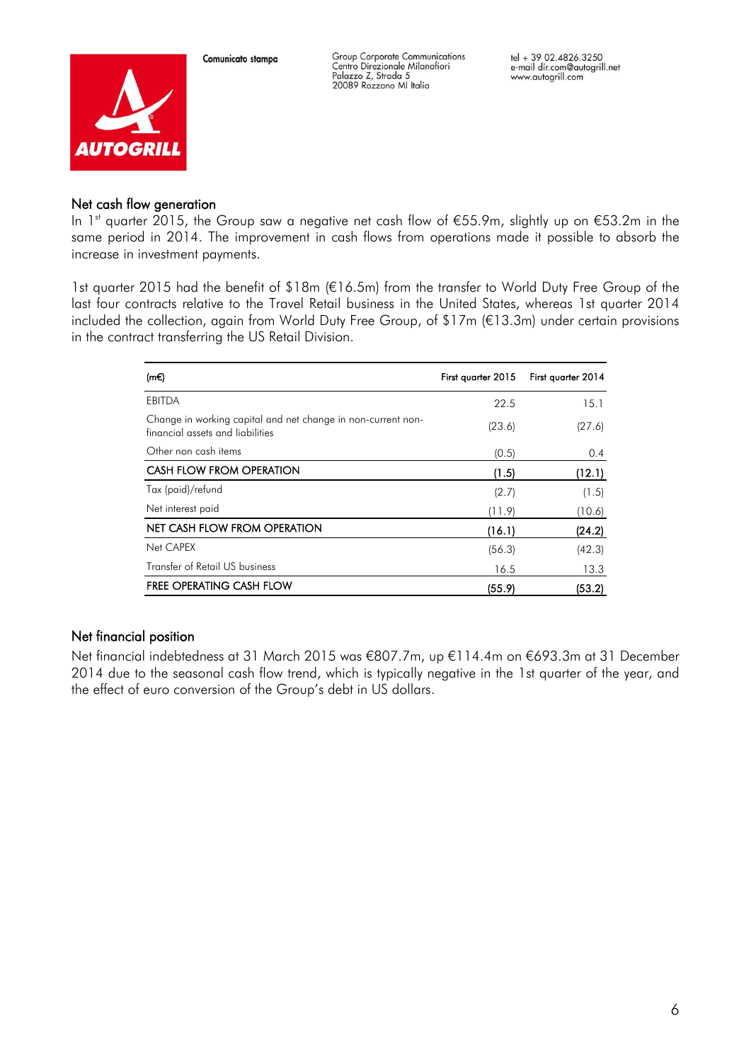## Net cash flow generation

In 1[st] quarter 2015, the Group saw a negative net cash flow of €55.9m, slightly up on €53.2m in the same period in 2014. The improvement in cash flows from operations made it possible to absorb the increase in investment payments.

1st quarter 2015 had the benefit of $18m (€16.5m) from the transfer to World Duty Free Group of the last four contracts relative to the Travel Retail business in the United States, whereas 1st quarter 2014 included the collection, again from World Duty Free Group, of $17m (€13.3m) under certain provisions in the contract transferring the US Retail Division.

| (m€) | First quarter 2015 | First quarter 2014 |
|---|---|---|
| EBITDA | 22.5 | 15.1 |
| Change in working capital and net change in non-current non-financial assets and liabilities | (23.6) | (27.6) |
| Other non cash items | (0.5) | 0.4 |
| **CASH FLOW FROM OPERATION** | **(1.5)** | **(12.1)** |
| Tax (paid)/refund | (2.7) | (1.5) |
| Net interest paid | (11.9) | (10.6) |
| **NET CASH FLOW FROM OPERATION** | **(16.1)** | **(24.2)** |
| Net CAPEX | (56.3) | (42.3) |
| Transfer of Retail US business | 16.5 | 13.3 |
| **FREE OPERATING CASH FLOW** | **(55.9)** | **(53.2)** |

## Net financial position

Net financial indebtedness at 31 March 2015 was €807.7m, up €114.4m on €693.3m at 31 December 2014 due to the seasonal cash flow trend, which is typically negative in the 1st quarter of the year, and the effect of euro conversion of the Group's debt in US dollars.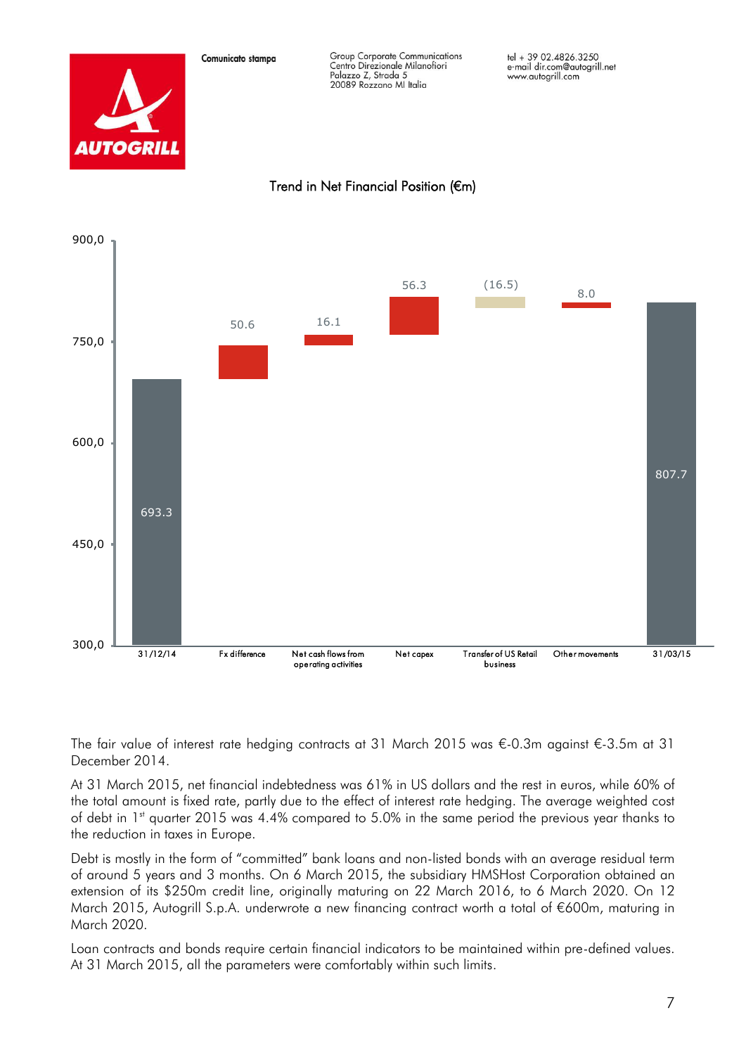Trend in Net Financial Position (€m)

| | 31/12/14 | Fx difference | Net cash flows from operating activities | Net capex | Transfer of US Retail business | Other movements | 31/03/15 |
|---|---|---|---|---|---|---|---|
| €m | 693.3 | 50.6 | 16.1 | 56.3 | (16.5) | 8.0 | 807.7 |

The fair value of interest rate hedging contracts at 31 March 2015 was €-0.3m against €-3.5m at 31 December 2014.

At 31 March 2015, net financial indebtedness was 61% in US dollars and the rest in euros, while 60% of the total amount is fixed rate, partly due to the effect of interest rate hedging. The average weighted cost of debt in 1st quarter 2015 was 4.4% compared to 5.0% in the same period the previous year thanks to the reduction in taxes in Europe.

Debt is mostly in the form of "committed" bank loans and non-listed bonds with an average residual term of around 5 years and 3 months. On 6 March 2015, the subsidiary HMSHost Corporation obtained an extension of its $250m credit line, originally maturing on 22 March 2016, to 6 March 2020. On 12 March 2015, Autogrill S.p.A. underwrote a new financing contract worth a total of €600m, maturing in March 2020.

Loan contracts and bonds require certain financial indicators to be maintained within pre-defined values. At 31 March 2015, all the parameters were comfortably within such limits.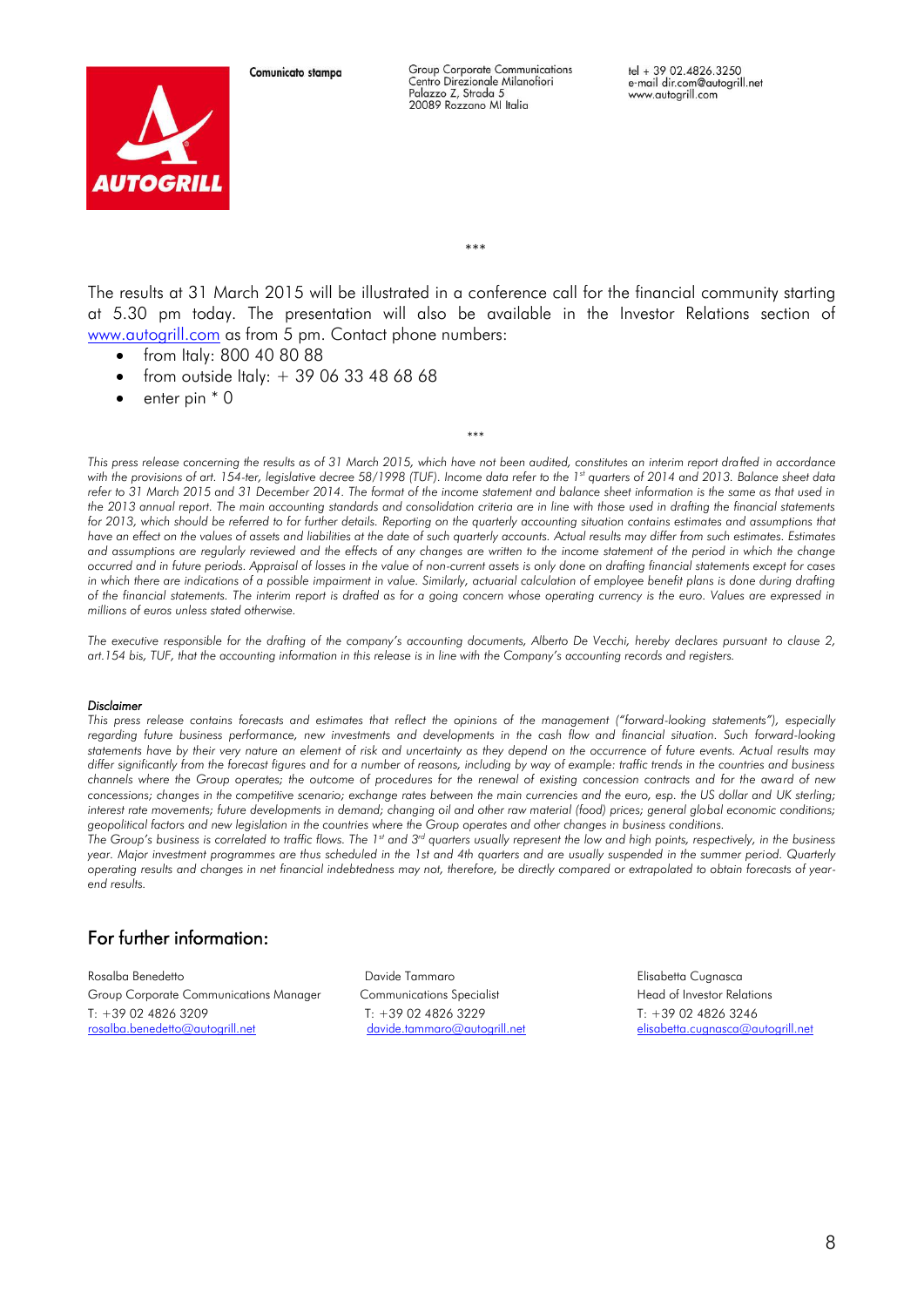Comunicato stampa

Group Corporate Communications
Centro Direzionale Milanofiori
Palazzo Z, Strada 5
20089 Rozzano MI Italia

tel + 39 02.4826.3250
e-mail dir.com@autogrill.net
www.autogrill.com

\*\*\*

The results at 31 March 2015 will be illustrated in a conference call for the financial community starting at 5.30 pm today. The presentation will also be available in the Investor Relations section of [www.autogrill.com](http://www.autogrill.com) as from 5 pm. Contact phone numbers:

- from Italy: 800 40 80 88
- from outside Italy: + 39 06 33 48 68 68
- enter pin * 0

\*\*\*

*This press release concerning the results as of 31 March 2015, which have not been audited, constitutes an interim report drafted in accordance with the provisions of art. 154-ter, legislative decree 58/1998 (TUF). Income data refer to the 1st quarters of 2014 and 2013. Balance sheet data refer to 31 March 2015 and 31 December 2014. The format of the income statement and balance sheet information is the same as that used in the 2013 annual report. The main accounting standards and consolidation criteria are in line with those used in drafting the financial statements for 2013, which should be referred to for further details. Reporting on the quarterly accounting situation contains estimates and assumptions that have an effect on the values of assets and liabilities at the date of such quarterly accounts. Actual results may differ from such estimates. Estimates and assumptions are regularly reviewed and the effects of any changes are written to the income statement of the period in which the change occurred and in future periods. Appraisal of losses in the value of non-current assets is only done on drafting financial statements except for cases in which there are indications of a possible impairment in value. Similarly, actuarial calculation of employee benefit plans is done during drafting of the financial statements. The interim report is drafted as for a going concern whose operating currency is the euro. Values are expressed in millions of euros unless stated otherwise.*

*The executive responsible for the drafting of the company's accounting documents, Alberto De Vecchi, hereby declares pursuant to clause 2, art.154 bis, TUF, that the accounting information in this release is in line with the Company's accounting records and registers.*

*Disclaimer*

*This press release contains forecasts and estimates that reflect the opinions of the management ("forward-looking statements"), especially regarding future business performance, new investments and developments in the cash flow and financial situation. Such forward-looking statements have by their very nature an element of risk and uncertainty as they depend on the occurrence of future events. Actual results may differ significantly from the forecast figures and for a number of reasons, including by way of example: traffic trends in the countries and business channels where the Group operates; the outcome of procedures for the renewal of existing concession contracts and for the award of new concessions; changes in the competitive scenario; exchange rates between the main currencies and the euro, esp. the US dollar and UK sterling; interest rate movements; future developments in demand; changing oil and other raw material (food) prices; general global economic conditions; geopolitical factors and new legislation in the countries where the Group operates and other changes in business conditions.*
*The Group's business is correlated to traffic flows. The 1st and 3rd quarters usually represent the low and high points, respectively, in the business year. Major investment programmes are thus scheduled in the 1st and 4th quarters and are usually suspended in the summer period. Quarterly operating results and changes in net financial indebtedness may not, therefore, be directly compared or extrapolated to obtain forecasts of year-end results.*

## For further information:

Rosalba Benedetto
Group Corporate Communications Manager
T: +39 02 4826 3209
[rosalba.benedetto@autogrill.net](mailto:rosalba.benedetto@autogrill.net)

Davide Tammaro
Communications Specialist
T: +39 02 4826 3229
[davide.tammaro@autogrill.net](mailto:davide.tammaro@autogrill.net)

Elisabetta Cugnasca
Head of Investor Relations
T: +39 02 4826 3246
[elisabetta.cugnasca@autogrill.net](mailto:elisabetta.cugnasca@autogrill.net)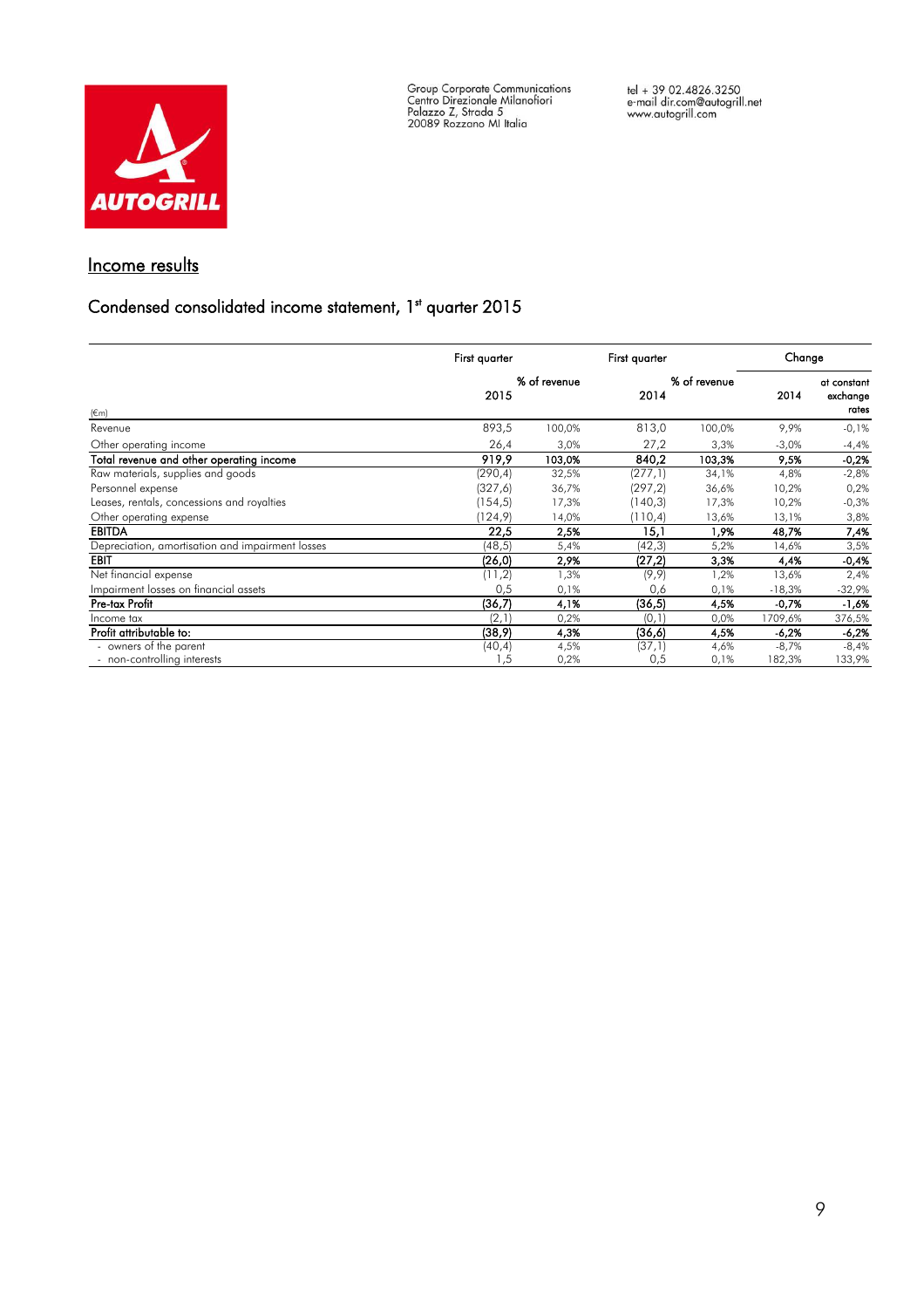Group Corporate Communications
Centro Direzionale Milanofiori
Palazzo Z, Strada 5
20089 Rozzano MI Italia

tel + 39 02.4826.3250
e-mail dir.com@autogrill.net
www.autogrill.com

## Income results

## Condensed consolidated income statement, 1st quarter 2015

| (€m) | First quarter 2015 | % of revenue | First quarter 2014 | % of revenue | Change 2014 | Change at constant exchange rates |
|---|---|---|---|---|---|---|
| Revenue | 893,5 | 100,0% | 813,0 | 100,0% | 9,9% | -0,1% |
| Other operating income | 26,4 | 3,0% | 27,2 | 3,3% | -3,0% | -4,4% |
| **Total revenue and other operating income** | **919,9** | **103,0%** | **840,2** | **103,3%** | **9,5%** | **-0,2%** |
| Raw materials, supplies and goods | (290,4) | 32,5% | (277,1) | 34,1% | 4,8% | -2,8% |
| Personnel expense | (327,6) | 36,7% | (297,2) | 36,6% | 10,2% | 0,2% |
| Leases, rentals, concessions and royalties | (154,5) | 17,3% | (140,3) | 17,3% | 10,2% | -0,3% |
| Other operating expense | (124,9) | 14,0% | (110,4) | 13,6% | 13,1% | 3,8% |
| **EBITDA** | **22,5** | **2,5%** | **15,1** | **1,9%** | **48,7%** | **7,4%** |
| Depreciation, amortisation and impairment losses | (48,5) | 5,4% | (42,3) | 5,2% | 14,6% | 3,5% |
| **EBIT** | **(26,0)** | **2,9%** | **(27,2)** | **3,3%** | **4,4%** | **-0,4%** |
| Net financial expense | (11,2) | 1,3% | (9,9) | 1,2% | 13,6% | 2,4% |
| Impairment losses on financial assets | 0,5 | 0,1% | 0,6 | 0,1% | -18,3% | -32,9% |
| **Pre-tax Profit** | **(36,7)** | **4,1%** | **(36,5)** | **4,5%** | **-0,7%** | **-1,6%** |
| Income tax | (2,1) | 0,2% | (0,1) | 0,0% | 1709,6% | 376,5% |
| **Profit attributable to:** | **(38,9)** | **4,3%** | **(36,6)** | **4,5%** | **-6,2%** | **-6,2%** |
| - owners of the parent | (40,4) | 4,5% | (37,1) | 4,6% | -8,7% | -8,4% |
| - non-controlling interests | 1,5 | 0,2% | 0,5 | 0,1% | 182,3% | 133,9% |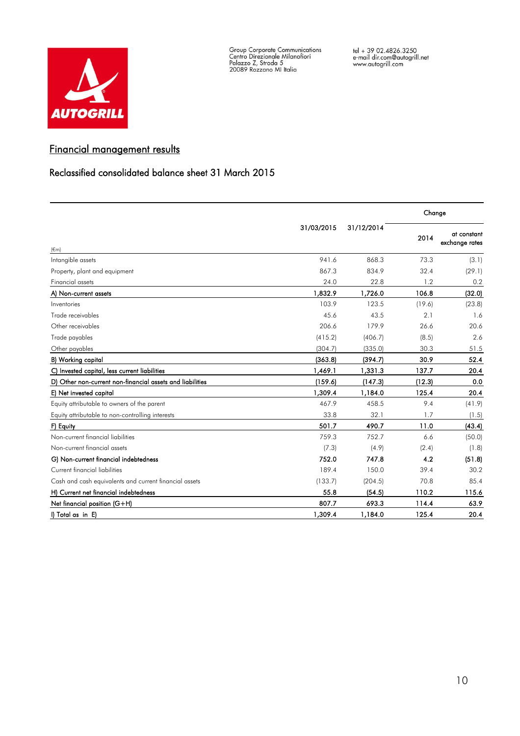Group Corporate Communications
Centro Direzionale Milanofiori
Palazzo Z, Strada 5
20089 Rozzano MI Italia

tel + 39 02.4826.3250
e-mail dir.com@autogrill.net
www.autogrill.com

## Financial management results

### Reclassified consolidated balance sheet 31 March 2015

| (€m) | 31/03/2015 | 31/12/2014 | Change | |
|---|---|---|---|---|
| | | | 2014 | at constant exchange rates |
| Intangible assets | 941.6 | 868.3 | 73.3 | (3.1) |
| Property, plant and equipment | 867.3 | 834.9 | 32.4 | (29.1) |
| Financial assets | 24.0 | 22.8 | 1.2 | 0.2 |
| **A) Non-current assets** | **1,832.9** | **1,726.0** | **106.8** | **(32.0)** |
| Inventories | 103.9 | 123.5 | (19.6) | (23.8) |
| Trade receivables | 45.6 | 43.5 | 2.1 | 1.6 |
| Other receivables | 206.6 | 179.9 | 26.6 | 20.6 |
| Trade payables | (415.2) | (406.7) | (8.5) | 2.6 |
| Other payables | (304.7) | (335.0) | 30.3 | 51.5 |
| **B) Working capital** | **(363.8)** | **(394.7)** | **30.9** | **52.4** |
| **C) Invested capital, less current liabilities** | **1,469.1** | **1,331.3** | **137.7** | **20.4** |
| **D) Other non-current non-financial assets and liabilities** | **(159.6)** | **(147.3)** | **(12.3)** | **0.0** |
| **E) Net invested capital** | **1,309.4** | **1,184.0** | **125.4** | **20.4** |
| Equity attributable to owners of the parent | 467.9 | 458.5 | 9.4 | (41.9) |
| Equity attributable to non-controlling interests | 33.8 | 32.1 | 1.7 | (1.5) |
| **F) Equity** | **501.7** | **490.7** | **11.0** | **(43.4)** |
| Non-current financial liabilities | 759.3 | 752.7 | 6.6 | (50.0) |
| Non-current financial assets | (7.3) | (4.9) | (2.4) | (1.8) |
| **G) Non-current financial indebtedness** | **752.0** | **747.8** | **4.2** | **(51.8)** |
| Current financial liabilities | 189.4 | 150.0 | 39.4 | 30.2 |
| Cash and cash equivalents and current financial assets | (133.7) | (204.5) | 70.8 | 85.4 |
| **H) Current net financial indebtedness** | **55.8** | **(54.5)** | **110.2** | **115.6** |
| **Net financial position (G+H)** | **807.7** | **693.3** | **114.4** | **63.9** |
| **I) Total as in E)** | **1,309.4** | **1,184.0** | **125.4** | **20.4** |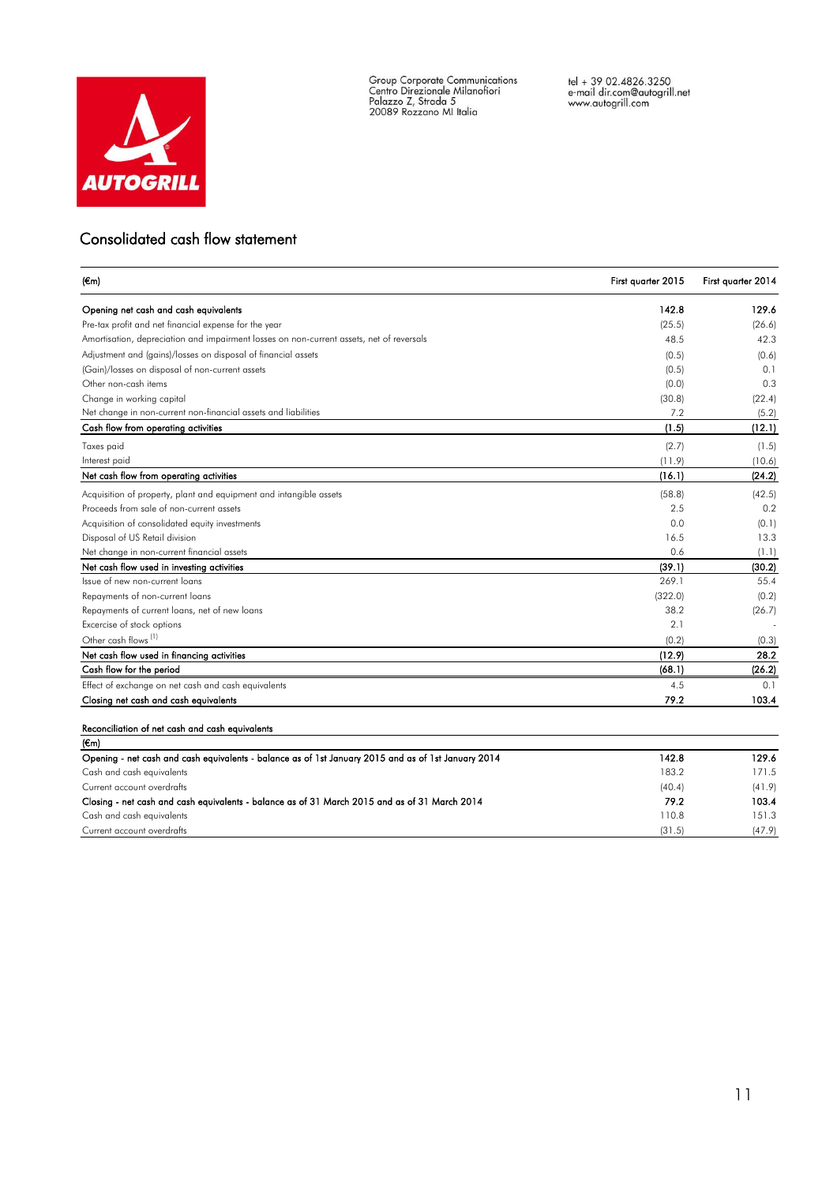Group Corporate Communications
Centro Direzionale Milanofiori
Palazzo Z, Strada 5
20089 Rozzano MI Italia

tel + 39 02.4826.3250
e-mail dir.com@autogrill.net
www.autogrill.com

## Consolidated cash flow statement

| (€m) | First quarter 2015 | First quarter 2014 |
|---|---|---|
| **Opening net cash and cash equivalents** | **142.8** | **129.6** |
| Pre-tax profit and net financial expense for the year | (25.5) | (26.6) |
| Amortisation, depreciation and impairment losses on non-current assets, net of reversals | 48.5 | 42.3 |
| Adjustment and (gains)/losses on disposal of financial assets | (0.5) | (0.6) |
| (Gain)/losses on disposal of non-current assets | (0.5) | 0.1 |
| Other non-cash items | (0.0) | 0.3 |
| Change in working capital | (30.8) | (22.4) |
| Net change in non-current non-financial assets and liabilities | 7.2 | (5.2) |
| **Cash flow from operating activities** | **(1.5)** | **(12.1)** |
| Taxes paid | (2.7) | (1.5) |
| Interest paid | (11.9) | (10.6) |
| **Net cash flow from operating activities** | **(16.1)** | **(24.2)** |
| Acquisition of property, plant and equipment and intangible assets | (58.8) | (42.5) |
| Proceeds from sale of non-current assets | 2.5 | 0.2 |
| Acquisition of consolidated equity investments | 0.0 | (0.1) |
| Disposal of US Retail division | 16.5 | 13.3 |
| Net change in non-current financial assets | 0.6 | (1.1) |
| **Net cash flow used in investing activities** | **(39.1)** | **(30.2)** |
| Issue of new non-current loans | 269.1 | 55.4 |
| Repayments of non-current loans | (322.0) | (0.2) |
| Repayments of current loans, net of new loans | 38.2 | (26.7) |
| Excercise of stock options | 2.1 | - |
| Other cash flows [1] | (0.2) | (0.3) |
| **Net cash flow used in financing activities** | **(12.9)** | **28.2** |
| **Cash flow for the period** | **(68.1)** | **(26.2)** |
| Effect of exchange on net cash and cash equivalents | 4.5 | 0.1 |
| **Closing net cash and cash equivalents** | **79.2** | **103.4** |

**Reconciliation of net cash and cash equivalents**

| (€m) | | |
|---|---|---|
| **Opening - net cash and cash equivalents - balance as of 1st January 2015 and as of 1st January 2014** | **142.8** | **129.6** |
| Cash and cash equivalents | 183.2 | 171.5 |
| Current account overdrafts | (40.4) | (41.9) |
| **Closing - net cash and cash equivalents - balance as of 31 March 2015 and as of 31 March 2014** | **79.2** | **103.4** |
| Cash and cash equivalents | 110.8 | 151.3 |
| Current account overdrafts | (31.5) | (47.9) |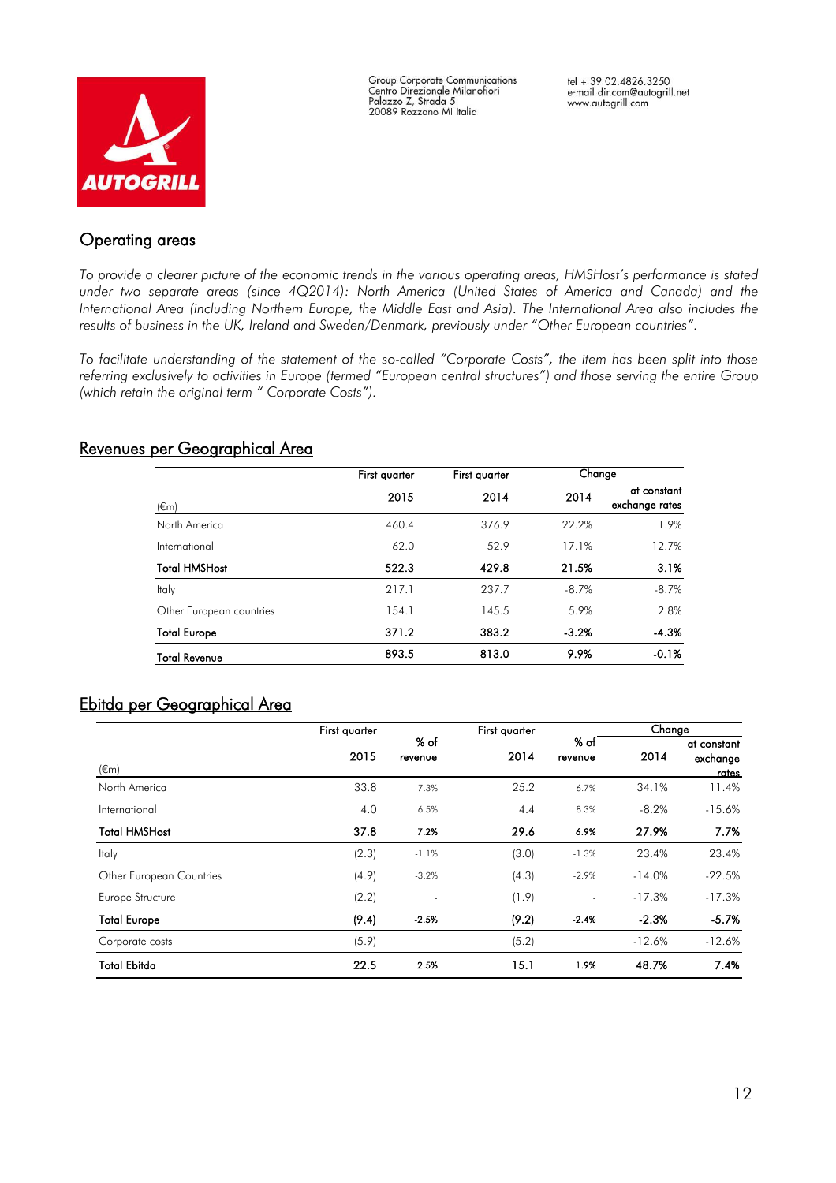## Operating areas

*To provide a clearer picture of the economic trends in the various operating areas, HMSHost's performance is stated under two separate areas (since 4Q2014): North America (United States of America and Canada) and the International Area (including Northern Europe, the Middle East and Asia). The International Area also includes the results of business in the UK, Ireland and Sweden/Denmark, previously under "Other European countries".*

*To facilitate understanding of the statement of the so-called "Corporate Costs", the item has been split into those referring exclusively to activities in Europe (termed "European central structures") and those serving the entire Group (which retain the original term " Corporate Costs").*

### Revenues per Geographical Area

| (€m) | First quarter 2015 | First quarter 2014 | Change 2014 | Change at constant exchange rates |
|---|---|---|---|---|
| North America | 460.4 | 376.9 | 22.2% | 1.9% |
| International | 62.0 | 52.9 | 17.1% | 12.7% |
| **Total HMSHost** | **522.3** | **429.8** | **21.5%** | **3.1%** |
| Italy | 217.1 | 237.7 | -8.7% | -8.7% |
| Other European countries | 154.1 | 145.5 | 5.9% | 2.8% |
| **Total Europe** | **371.2** | **383.2** | **-3.2%** | **-4.3%** |
| **Total Revenue** | **893.5** | **813.0** | **9.9%** | **-0.1%** |

### Ebitda per Geographical Area

| (€m) | First quarter 2015 | % of revenue | First quarter 2014 | % of revenue | Change 2014 | Change at constant exchange rates |
|---|---|---|---|---|---|---|
| North America | 33.8 | 7.3% | 25.2 | 6.7% | 34.1% | 11.4% |
| International | 4.0 | 6.5% | 4.4 | 8.3% | -8.2% | -15.6% |
| **Total HMSHost** | **37.8** | **7.2%** | **29.6** | **6.9%** | **27.9%** | **7.7%** |
| Italy | (2.3) | -1.1% | (3.0) | -1.3% | 23.4% | 23.4% |
| Other European Countries | (4.9) | -3.2% | (4.3) | -2.9% | -14.0% | -22.5% |
| Europe Structure | (2.2) | - | (1.9) | - | -17.3% | -17.3% |
| **Total Europe** | **(9.4)** | **-2.5%** | **(9.2)** | **-2.4%** | **-2.3%** | **-5.7%** |
| Corporate costs | (5.9) | - | (5.2) | - | -12.6% | -12.6% |
| **Total Ebitda** | **22.5** | **2.5%** | **15.1** | **1.9%** | **48.7%** | **7.4%** |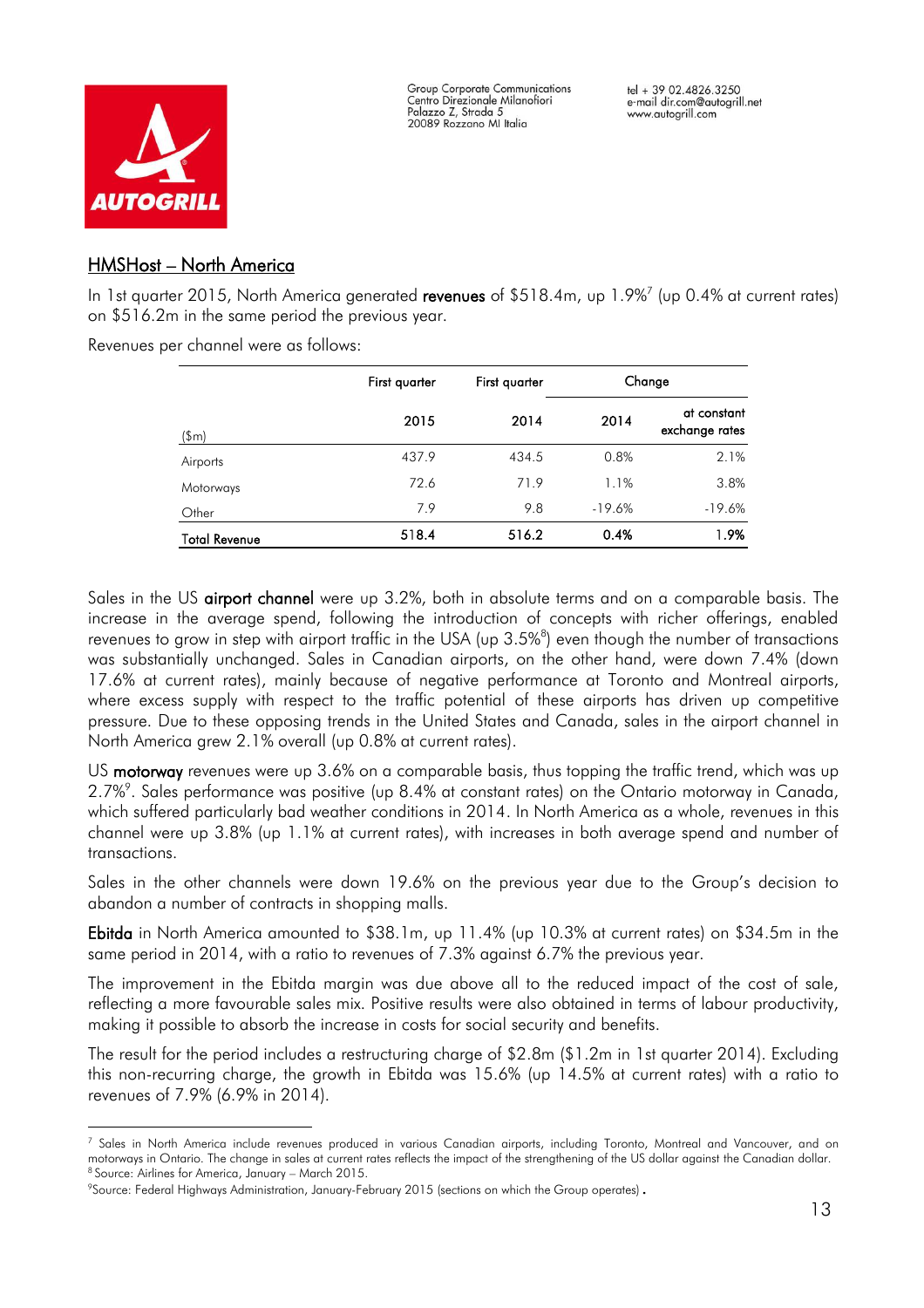## HMSHost – North America

In 1st quarter 2015, North America generated **revenues** of \$518.4m, up 1.9%[7] (up 0.4% at current rates) on \$516.2m in the same period the previous year.

Revenues per channel were as follows:

| | First quarter | First quarter | Change | |
|---|---|---|---|---|
| (\$m) | 2015 | 2014 | 2014 | at constant exchange rates |
| Airports | 437.9 | 434.5 | 0.8% | 2.1% |
| Motorways | 72.6 | 71.9 | 1.1% | 3.8% |
| Other | 7.9 | 9.8 | -19.6% | -19.6% |
| **Total Revenue** | **518.4** | **516.2** | **0.4%** | **1.9%** |

Sales in the US **airport channel** were up 3.2%, both in absolute terms and on a comparable basis. The increase in the average spend, following the introduction of concepts with richer offerings, enabled revenues to grow in step with airport traffic in the USA (up 3.5%[8]) even though the number of transactions was substantially unchanged. Sales in Canadian airports, on the other hand, were down 7.4% (down 17.6% at current rates), mainly because of negative performance at Toronto and Montreal airports, where excess supply with respect to the traffic potential of these airports has driven up competitive pressure. Due to these opposing trends in the United States and Canada, sales in the airport channel in North America grew 2.1% overall (up 0.8% at current rates).

US **motorway** revenues were up 3.6% on a comparable basis, thus topping the traffic trend, which was up 2.7%[9]. Sales performance was positive (up 8.4% at constant rates) on the Ontario motorway in Canada, which suffered particularly bad weather conditions in 2014. In North America as a whole, revenues in this channel were up 3.8% (up 1.1% at current rates), with increases in both average spend and number of transactions.

Sales in the other channels were down 19.6% on the previous year due to the Group's decision to abandon a number of contracts in shopping malls.

**Ebitda** in North America amounted to \$38.1m, up 11.4% (up 10.3% at current rates) on \$34.5m in the same period in 2014, with a ratio to revenues of 7.3% against 6.7% the previous year.

The improvement in the Ebitda margin was due above all to the reduced impact of the cost of sale, reflecting a more favourable sales mix. Positive results were also obtained in terms of labour productivity, making it possible to absorb the increase in costs for social security and benefits.

The result for the period includes a restructuring charge of \$2.8m (\$1.2m in 1st quarter 2014). Excluding this non-recurring charge, the growth in Ebitda was 15.6% (up 14.5% at current rates) with a ratio to revenues of 7.9% (6.9% in 2014).

---

[7] Sales in North America include revenues produced in various Canadian airports, including Toronto, Montreal and Vancouver, and on motorways in Ontario. The change in sales at current rates reflects the impact of the strengthening of the US dollar against the Canadian dollar.

[8] Source: Airlines for America, January – March 2015.

[9] Source: Federal Highways Administration, January-February 2015 (sections on which the Group operates).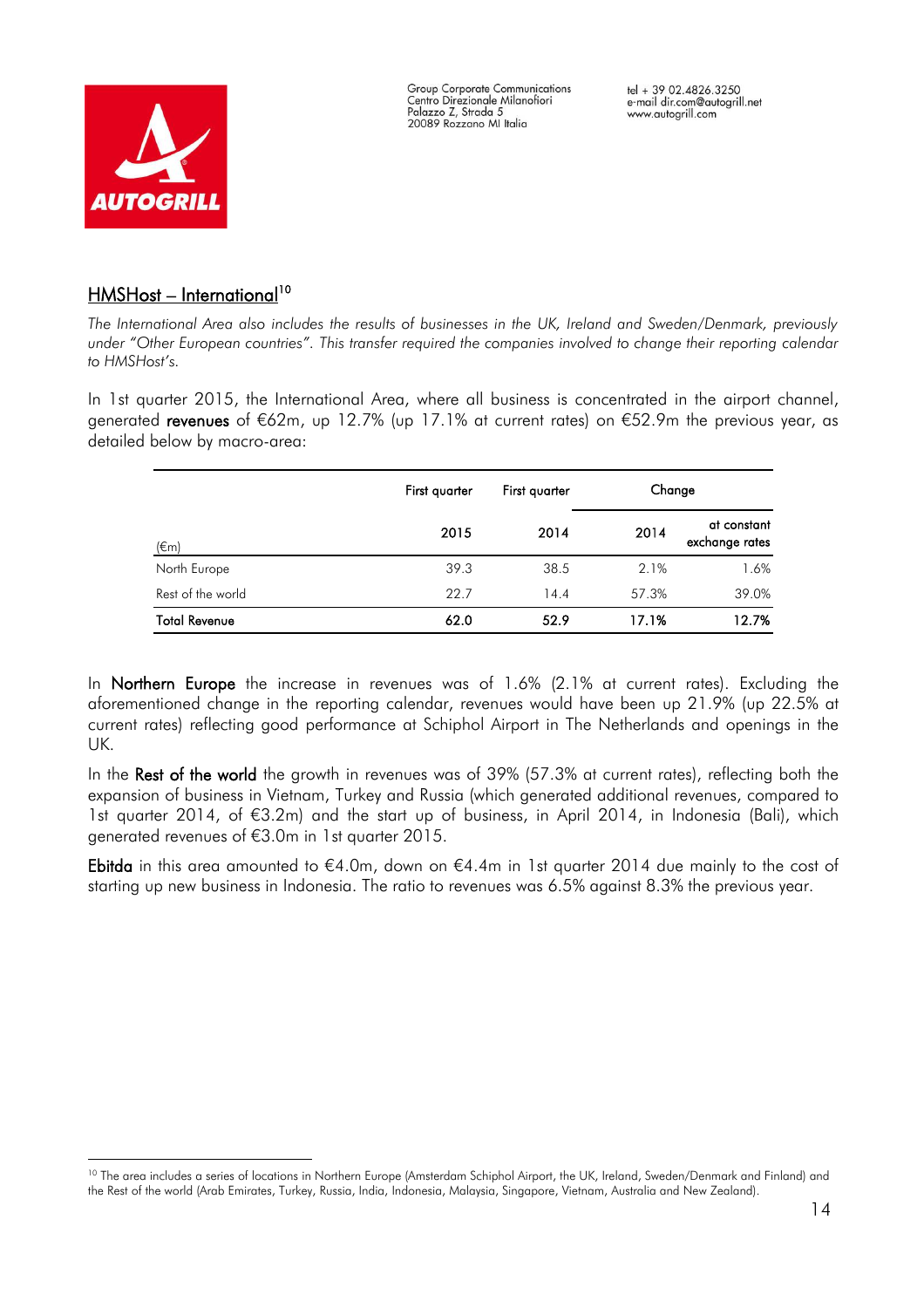## HMSHost – International[10]

*The International Area also includes the results of businesses in the UK, Ireland and Sweden/Denmark, previously under "Other European countries". This transfer required the companies involved to change their reporting calendar to HMSHost's.*

In 1st quarter 2015, the International Area, where all business is concentrated in the airport channel, generated **revenues** of €62m, up 12.7% (up 17.1% at current rates) on €52.9m the previous year, as detailed below by macro-area:

| (€m) | First quarter 2015 | First quarter 2014 | Change 2014 | Change at constant exchange rates |
|---|---|---|---|---|
| North Europe | 39.3 | 38.5 | 2.1% | 1.6% |
| Rest of the world | 22.7 | 14.4 | 57.3% | 39.0% |
| **Total Revenue** | **62.0** | **52.9** | **17.1%** | **12.7%** |

In **Northern Europe** the increase in revenues was of 1.6% (2.1% at current rates). Excluding the aforementioned change in the reporting calendar, revenues would have been up 21.9% (up 22.5% at current rates) reflecting good performance at Schiphol Airport in The Netherlands and openings in the UK.

In the **Rest of the world** the growth in revenues was of 39% (57.3% at current rates), reflecting both the expansion of business in Vietnam, Turkey and Russia (which generated additional revenues, compared to 1st quarter 2014, of €3.2m) and the start up of business, in April 2014, in Indonesia (Bali), which generated revenues of €3.0m in 1st quarter 2015.

**Ebitda** in this area amounted to €4.0m, down on €4.4m in 1st quarter 2014 due mainly to the cost of starting up new business in Indonesia. The ratio to revenues was 6.5% against 8.3% the previous year.

[10] The area includes a series of locations in Northern Europe (Amsterdam Schiphol Airport, the UK, Ireland, Sweden/Denmark and Finland) and the Rest of the world (Arab Emirates, Turkey, Russia, India, Indonesia, Malaysia, Singapore, Vietnam, Australia and New Zealand).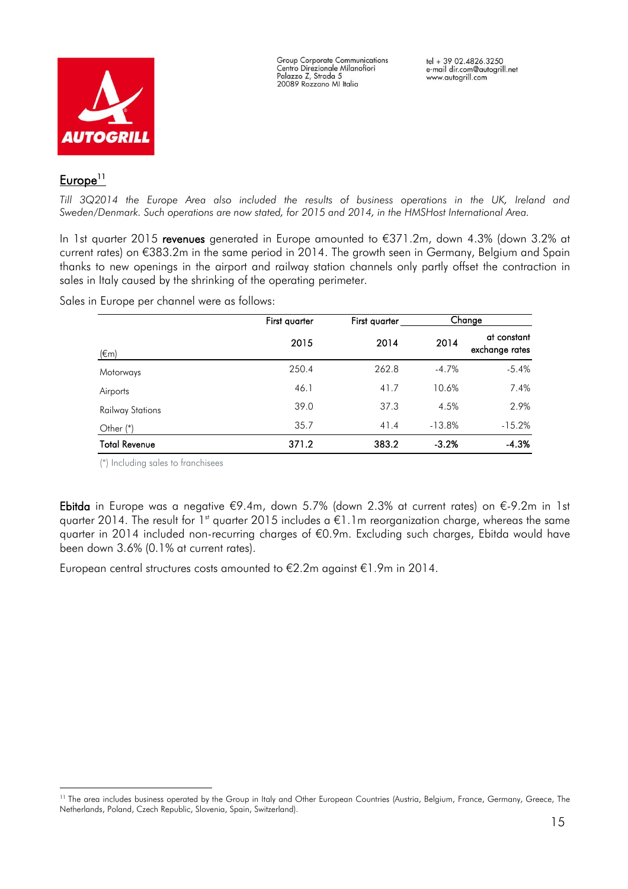## Europe[11]

*Till 3Q2014 the Europe Area also included the results of business operations in the UK, Ireland and Sweden/Denmark. Such operations are now stated, for 2015 and 2014, in the HMSHost International Area.*

In 1st quarter 2015 **revenues** generated in Europe amounted to €371.2m, down 4.3% (down 3.2% at current rates) on €383.2m in the same period in 2014. The growth seen in Germany, Belgium and Spain thanks to new openings in the airport and railway station channels only partly offset the contraction in sales in Italy caused by the shrinking of the operating perimeter.

Sales in Europe per channel were as follows:

| (€m) | First quarter 2015 | First quarter 2014 | Change 2014 | Change at constant exchange rates |
|---|---|---|---|---|
| Motorways | 250.4 | 262.8 | -4.7% | -5.4% |
| Airports | 46.1 | 41.7 | 10.6% | 7.4% |
| Railway Stations | 39.0 | 37.3 | 4.5% | 2.9% |
| Other (*) | 35.7 | 41.4 | -13.8% | -15.2% |
| **Total Revenue** | **371.2** | **383.2** | **-3.2%** | **-4.3%** |

(*) Including sales to franchisees

**Ebitda** in Europe was a negative €9.4m, down 5.7% (down 2.3% at current rates) on €-9.2m in 1st quarter 2014. The result for 1st quarter 2015 includes a €1.1m reorganization charge, whereas the same quarter in 2014 included non-recurring charges of €0.9m. Excluding such charges, Ebitda would have been down 3.6% (0.1% at current rates).

European central structures costs amounted to €2.2m against €1.9m in 2014.

[11] The area includes business operated by the Group in Italy and Other European Countries (Austria, Belgium, France, Germany, Greece, The Netherlands, Poland, Czech Republic, Slovenia, Spain, Switzerland).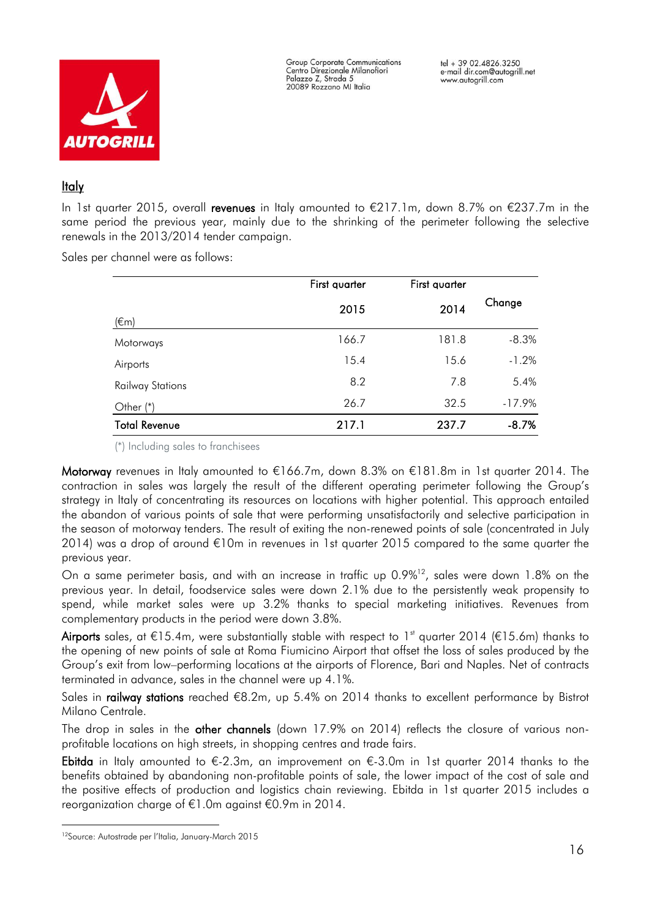## Italy

In 1st quarter 2015, overall **revenues** in Italy amounted to €217.1m, down 8.7% on €237.7m in the same period the previous year, mainly due to the shrinking of the perimeter following the selective renewals in the 2013/2014 tender campaign.

Sales per channel were as follows:

| (€m) | First quarter 2015 | First quarter 2014 | Change |
|---|---|---|---|
| Motorways | 166.7 | 181.8 | -8.3% |
| Airports | 15.4 | 15.6 | -1.2% |
| Railway Stations | 8.2 | 7.8 | 5.4% |
| Other (*) | 26.7 | 32.5 | -17.9% |
| **Total Revenue** | **217.1** | **237.7** | **-8.7%** |

(*) Including sales to franchisees

**Motorway** revenues in Italy amounted to €166.7m, down 8.3% on €181.8m in 1st quarter 2014. The contraction in sales was largely the result of the different operating perimeter following the Group's strategy in Italy of concentrating its resources on locations with higher potential. This approach entailed the abandon of various points of sale that were performing unsatisfactorily and selective participation in the season of motorway tenders. The result of exiting the non-renewed points of sale (concentrated in July 2014) was a drop of around €10m in revenues in 1st quarter 2015 compared to the same quarter the previous year.

On a same perimeter basis, and with an increase in traffic up 0.9%[12], sales were down 1.8% on the previous year. In detail, foodservice sales were down 2.1% due to the persistently weak propensity to spend, while market sales were up 3.2% thanks to special marketing initiatives. Revenues from complementary products in the period were down 3.8%.

**Airports** sales, at €15.4m, were substantially stable with respect to 1st quarter 2014 (€15.6m) thanks to the opening of new points of sale at Roma Fiumicino Airport that offset the loss of sales produced by the Group's exit from low–performing locations at the airports of Florence, Bari and Naples. Net of contracts terminated in advance, sales in the channel were up 4.1%.

Sales in **railway stations** reached €8.2m, up 5.4% on 2014 thanks to excellent performance by Bistrot Milano Centrale.

The drop in sales in the **other channels** (down 17.9% on 2014) reflects the closure of various non-profitable locations on high streets, in shopping centres and trade fairs.

**Ebitda** in Italy amounted to €-2.3m, an improvement on €-3.0m in 1st quarter 2014 thanks to the benefits obtained by abandoning non-profitable points of sale, the lower impact of the cost of sale and the positive effects of production and logistics chain reviewing. Ebitda in 1st quarter 2015 includes a reorganization charge of €1.0m against €0.9m in 2014.

[12] Source: Autostrade per l'Italia, January-March 2015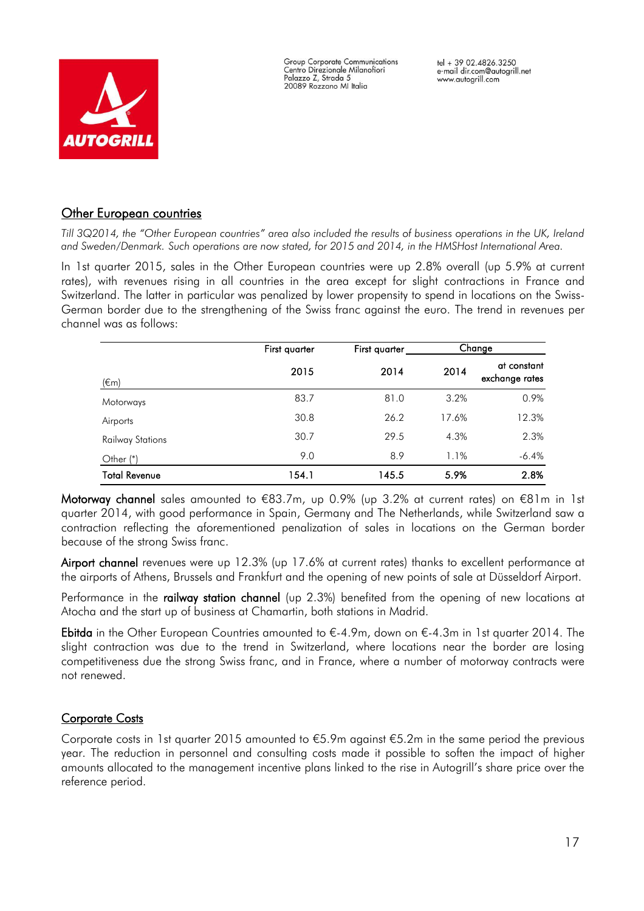## Other European countries

*Till 3Q2014, the "Other European countries" area also included the results of business operations in the UK, Ireland and Sweden/Denmark. Such operations are now stated, for 2015 and 2014, in the HMSHost International Area.*

In 1st quarter 2015, sales in the Other European countries were up 2.8% overall (up 5.9% at current rates), with revenues rising in all countries in the area except for slight contractions in France and Switzerland. The latter in particular was penalized by lower propensity to spend in locations on the Swiss-German border due to the strengthening of the Swiss franc against the euro. The trend in revenues per channel was as follows:

| (€m) | First quarter 2015 | First quarter 2014 | Change 2014 | Change at constant exchange rates |
|---|---|---|---|---|
| Motorways | 83.7 | 81.0 | 3.2% | 0.9% |
| Airports | 30.8 | 26.2 | 17.6% | 12.3% |
| Railway Stations | 30.7 | 29.5 | 4.3% | 2.3% |
| Other (*) | 9.0 | 8.9 | 1.1% | -6.4% |
| **Total Revenue** | **154.1** | **145.5** | **5.9%** | **2.8%** |

**Motorway channel** sales amounted to €83.7m, up 0.9% (up 3.2% at current rates) on €81m in 1st quarter 2014, with good performance in Spain, Germany and The Netherlands, while Switzerland saw a contraction reflecting the aforementioned penalization of sales in locations on the German border because of the strong Swiss franc.

**Airport channel** revenues were up 12.3% (up 17.6% at current rates) thanks to excellent performance at the airports of Athens, Brussels and Frankfurt and the opening of new points of sale at Düsseldorf Airport.

Performance in the **railway station channel** (up 2.3%) benefited from the opening of new locations at Atocha and the start up of business at Chamartin, both stations in Madrid.

**Ebitda** in the Other European Countries amounted to €-4.9m, down on €-4.3m in 1st quarter 2014. The slight contraction was due to the trend in Switzerland, where locations near the border are losing competitiveness due the strong Swiss franc, and in France, where a number of motorway contracts were not renewed.

## Corporate Costs

Corporate costs in 1st quarter 2015 amounted to €5.9m against €5.2m in the same period the previous year. The reduction in personnel and consulting costs made it possible to soften the impact of higher amounts allocated to the management incentive plans linked to the rise in Autogrill's share price over the reference period.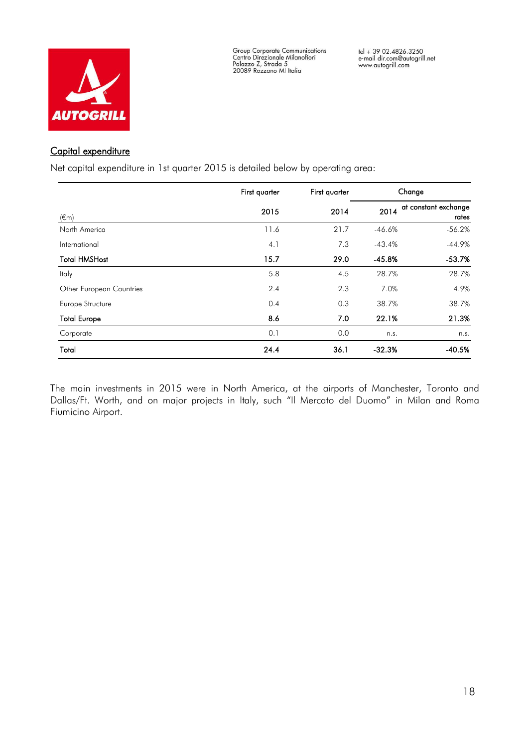Group Corporate Communications
Centro Direzionale Milanofiori
Palazzo Z, Strada 5
20089 Rozzano MI Italia

tel + 39 02.4826.3250
e-mail dir.com@autogrill.net
www.autogrill.com

## Capital expenditure

Net capital expenditure in 1st quarter 2015 is detailed below by operating area:

| (€m) | First quarter 2015 | First quarter 2014 | Change 2014 | Change at constant exchange rates |
|---|---|---|---|---|
| North America | 11.6 | 21.7 | -46.6% | -56.2% |
| International | 4.1 | 7.3 | -43.4% | -44.9% |
| **Total HMSHost** | **15.7** | **29.0** | **-45.8%** | **-53.7%** |
| Italy | 5.8 | 4.5 | 28.7% | 28.7% |
| Other European Countries | 2.4 | 2.3 | 7.0% | 4.9% |
| Europe Structure | 0.4 | 0.3 | 38.7% | 38.7% |
| **Total Europe** | **8.6** | **7.0** | **22.1%** | **21.3%** |
| Corporate | 0.1 | 0.0 | n.s. | n.s. |
| **Total** | **24.4** | **36.1** | **-32.3%** | **-40.5%** |

The main investments in 2015 were in North America, at the airports of Manchester, Toronto and Dallas/Ft. Worth, and on major projects in Italy, such "Il Mercato del Duomo" in Milan and Roma Fiumicino Airport.